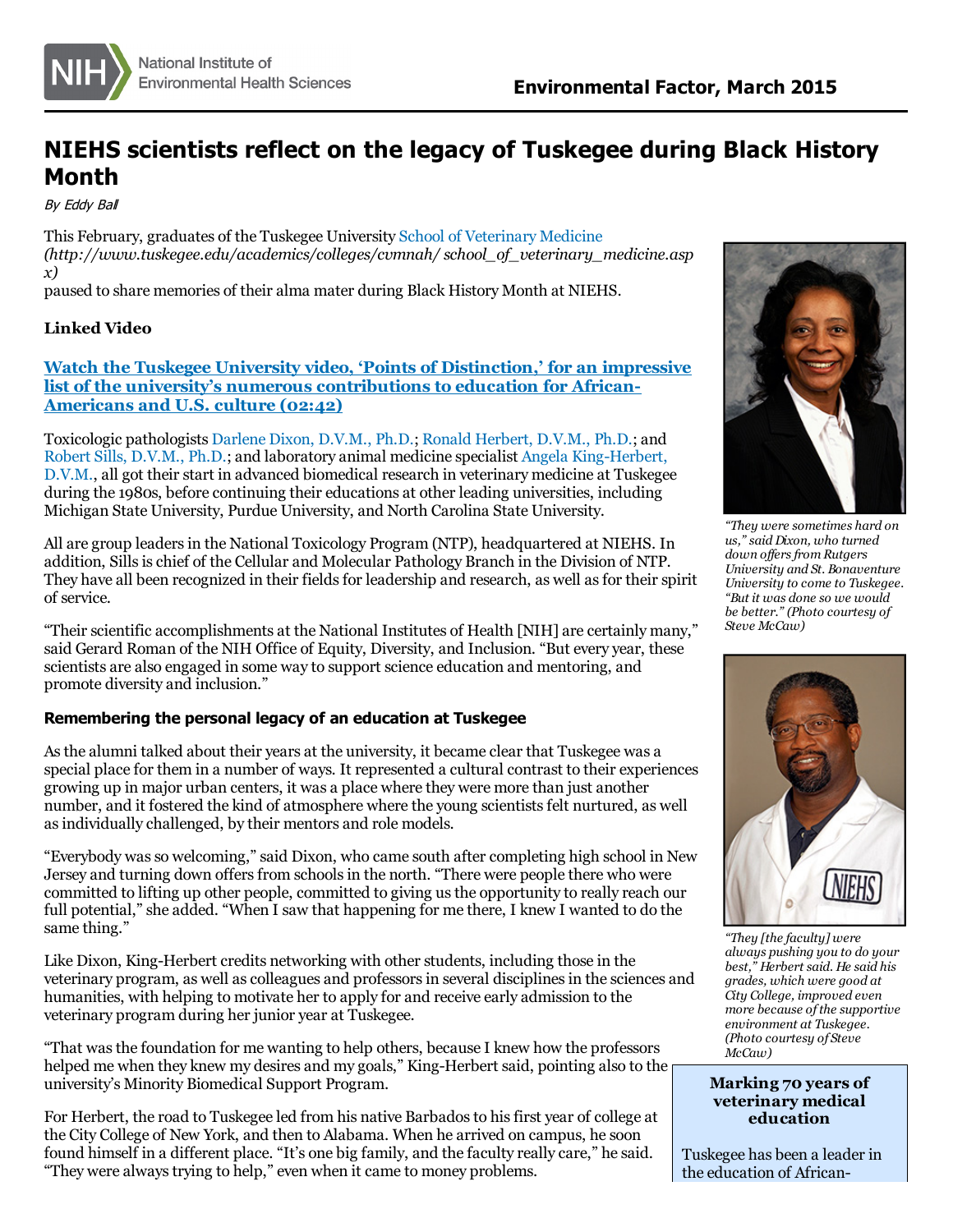# NIEHS scientists reflect on the legacy of Tuskegee during Black History Month

*By Eddy Ball*

This February, graduates of the Tuskegee University School of Veterinary Medicine *(http://www.tuskegee.edu/academics/colleges/cvmnah/ school_of_veterinary_medicine.aspx)*
paused to share memories of their alma mater during Black History Month at NIEHS.

**Linked Video**

**Watch the Tuskegee University video, 'Points of Distinction,' for an impressive list of the university's numerous contributions to education for African-Americans and U.S. culture (02:42)**

Toxicologic pathologists Darlene Dixon, D.V.M., Ph.D.; Ronald Herbert, D.V.M., Ph.D.; and Robert Sills, D.V.M., Ph.D.; and laboratory animal medicine specialist Angela King-Herbert, D.V.M., all got their start in advanced biomedical research in veterinary medicine at Tuskegee during the 1980s, before continuing their educations at other leading universities, including Michigan State University, Purdue University, and North Carolina State University.

All are group leaders in the National Toxicology Program (NTP), headquartered at NIEHS. In addition, Sills is chief of the Cellular and Molecular Pathology Branch in the Division of NTP. They have all been recognized in their fields for leadership and research, as well as for their spirit of service.

"Their scientific accomplishments at the National Institutes of Health [NIH] are certainly many," said Gerard Roman of the NIH Office of Equity, Diversity, and Inclusion. "But every year, these scientists are also engaged in some way to support science education and mentoring, and promote diversity and inclusion."

*"They were sometimes hard on us," said Dixon, who turned down offers from Rutgers University and St. Bonaventure University to come to Tuskegee. "But it was done so we would be better." (Photo courtesy of Steve McCaw)*

*"They [the faculty] were always pushing you to do your best," Herbert said. He said his grades, which were good at City College, improved even more because of the supportive environment at Tuskegee. (Photo courtesy of Steve McCaw)*

### Remembering the personal legacy of an education at Tuskegee

As the alumni talked about their years at the university, it became clear that Tuskegee was a special place for them in a number of ways. It represented a cultural contrast to their experiences growing up in major urban centers, it was a place where they were more than just another number, and it fostered the kind of atmosphere where the young scientists felt nurtured, as well as individually challenged, by their mentors and role models.

"Everybody was so welcoming," said Dixon, who came south after completing high school in New Jersey and turning down offers from schools in the north. "There were people there who were committed to lifting up other people, committed to giving us the opportunity to really reach our full potential," she added. "When I saw that happening for me there, I knew I wanted to do the same thing."

Like Dixon, King-Herbert credits networking with other students, including those in the veterinary program, as well as colleagues and professors in several disciplines in the sciences and humanities, with helping to motivate her to apply for and receive early admission to the veterinary program during her junior year at Tuskegee.

"That was the foundation for me wanting to help others, because I knew how the professors helped me when they knew my desires and my goals," King-Herbert said, pointing also to the university's Minority Biomedical Support Program.

For Herbert, the road to Tuskegee led from his native Barbados to his first year of college at the City College of New York, and then to Alabama. When he arrived on campus, he soon found himself in a different place. "It's one big family, and the faculty really care," he said. "They were always trying to help," even when it came to money problems.

**Marking 70 years of veterinary medical education**

Tuskegee has been a leader in the education of African-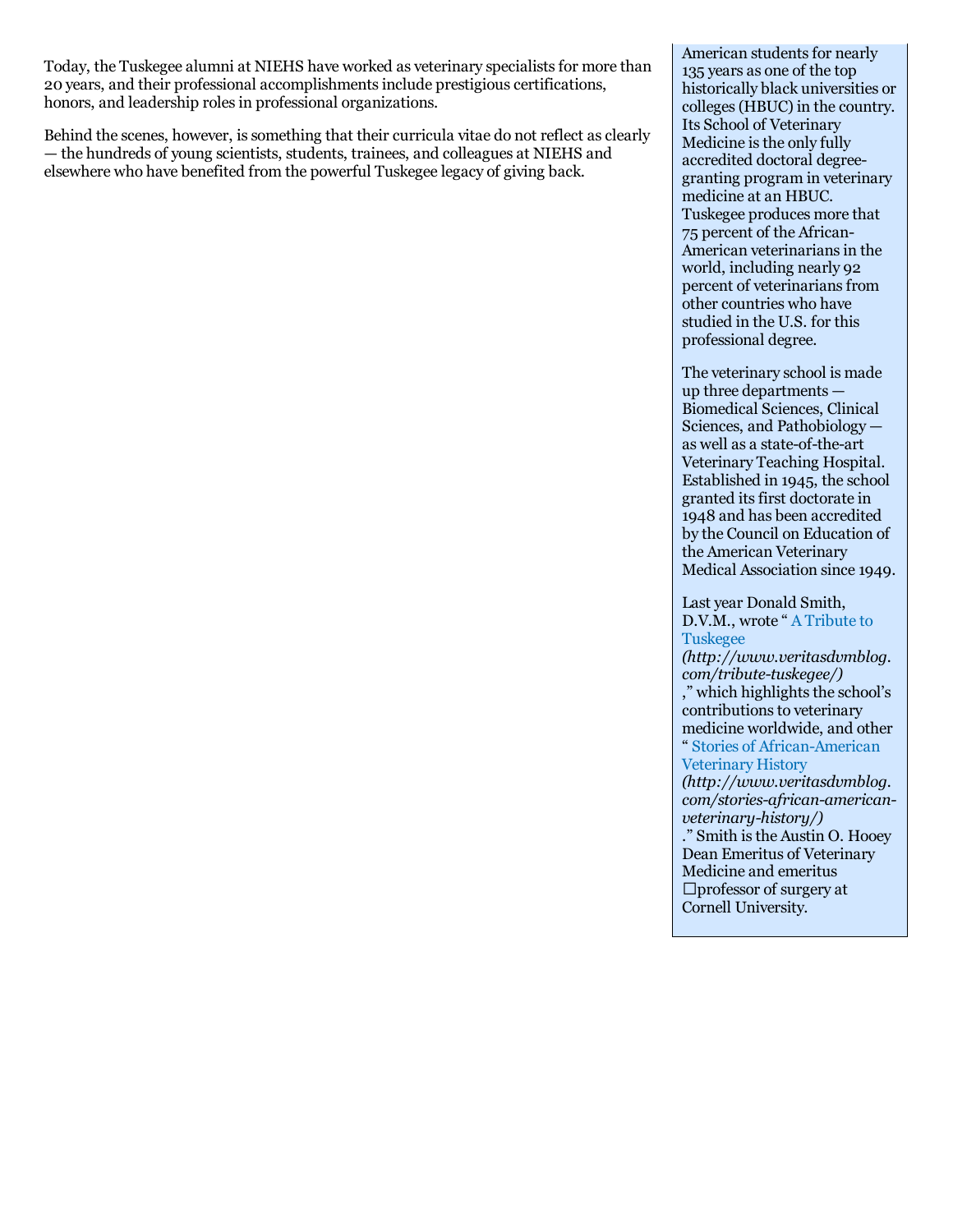Today, the Tuskegee alumni at NIEHS have worked as veterinary specialists for more than 20 years, and their professional accomplishments include prestigious certifications, honors, and leadership roles in professional organizations.

Behind the scenes, however, is something that their curricula vitae do not reflect as clearly — the hundreds of young scientists, students, trainees, and colleagues at NIEHS and elsewhere who have benefited from the powerful Tuskegee legacy of giving back.

American students for nearly 135 years as one of the top historically black universities or colleges (HBUC) in the country. Its School of Veterinary Medicine is the only fully accredited doctoral degree-granting program in veterinary medicine at an HBUC. Tuskegee produces more that 75 percent of the African-American veterinarians in the world, including nearly 92 percent of veterinarians from other countries who have studied in the U.S. for this professional degree.

The veterinary school is made up three departments — Biomedical Sciences, Clinical Sciences, and Pathobiology — as well as a state-of-the-art Veterinary Teaching Hospital. Established in 1945, the school granted its first doctorate in 1948 and has been accredited by the Council on Education of the American Veterinary Medical Association since 1949.

Last year Donald Smith, D.V.M., wrote "A Tribute to Tuskegee *(http://www.veritasdvmblog.com/tribute-tuskegee/)*," which highlights the school's contributions to veterinary medicine worldwide, and other "Stories of African-American Veterinary History *(http://www.veritasdvmblog.com/stories-african-american-veterinary-history/)*." Smith is the Austin O. Hooey Dean Emeritus of Veterinary Medicine and emeritus professor of surgery at Cornell University.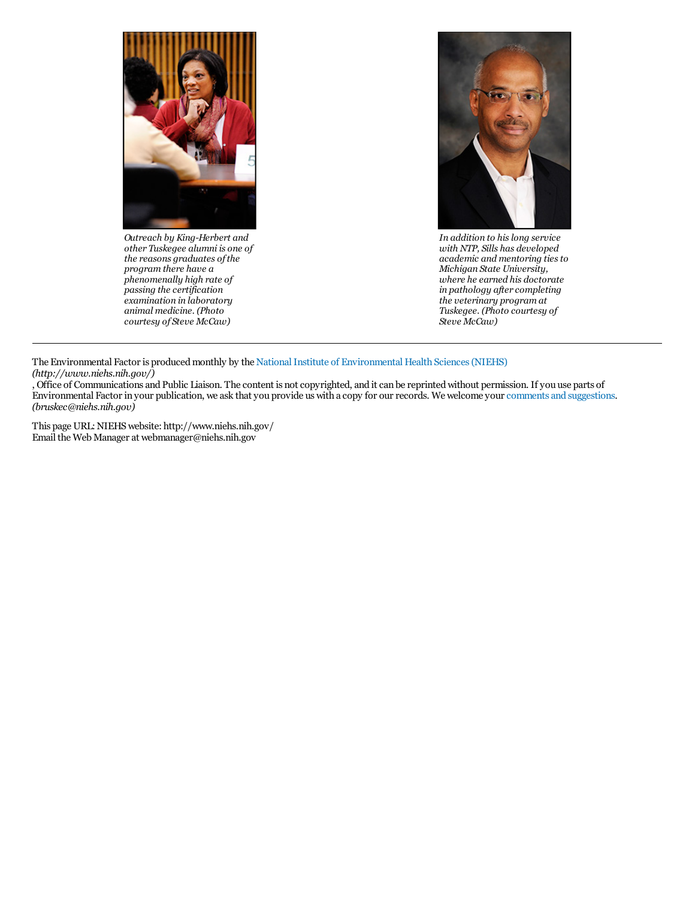*Outreach by King-Herbert and other Tuskegee alumni is one of the reasons graduates of the program there have a phenomenally high rate of passing the certification examination in laboratory animal medicine. (Photo courtesy of Steve McCaw)*

*In addition to his long service with NTP, Sills has developed academic and mentoring ties to Michigan State University, where he earned his doctorate in pathology after completing the veterinary program at Tuskegee. (Photo courtesy of Steve McCaw)*

---

The Environmental Factor is produced monthly by the National Institute of Environmental Health Sciences (NIEHS) *(http://www.niehs.nih.gov/)*
, Office of Communications and Public Liaison. The content is not copyrighted, and it can be reprinted without permission. If you use parts of Environmental Factor in your publication, we ask that you provide us with a copy for our records. We welcome your comments and suggestions. *(bruskec@niehs.nih.gov)*

This page URL: NIEHS website: http://www.niehs.nih.gov/
Email the Web Manager at webmanager@niehs.nih.gov